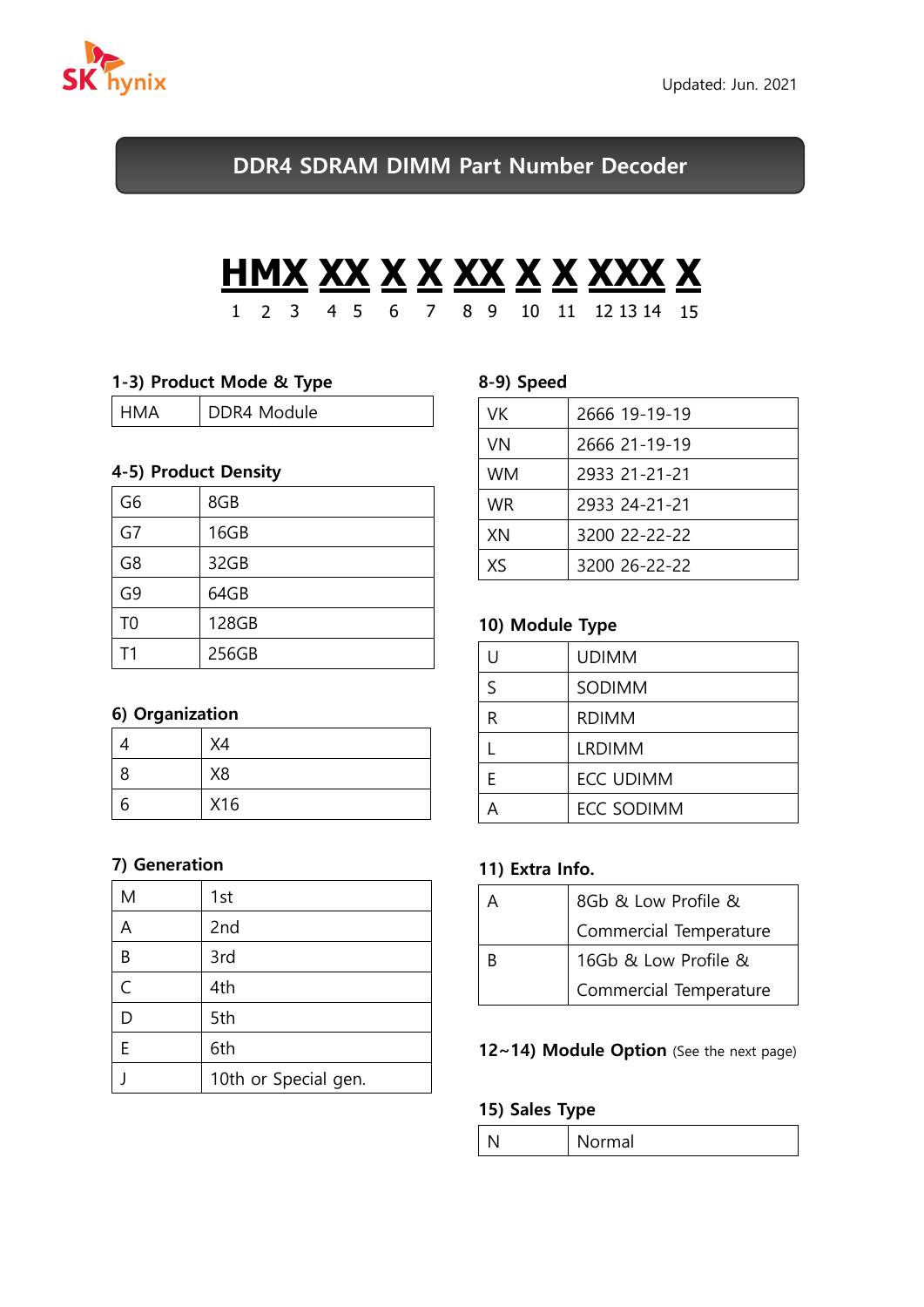Updated: Jun. 2021

# DDR4 SDRAM DIMM Part Number Decoder

**HMX XX X X XX X X XXX X**

1 2 3 4 5 6 7 8 9 10 11 12 13 14 15

### 1-3) Product Mode & Type

| | |
|---|---|
| HMA | DDR4 Module |

### 4-5) Product Density

| | |
|---|---|
| G6 | 8GB |
| G7 | 16GB |
| G8 | 32GB |
| G9 | 64GB |
| T0 | 128GB |
| T1 | 256GB |

### 6) Organization

| | |
|---|---|
| 4 | X4 |
| 8 | X8 |
| 6 | X16 |

### 7) Generation

| | |
|---|---|
| M | 1st |
| A | 2nd |
| B | 3rd |
| C | 4th |
| D | 5th |
| E | 6th |
| J | 10th or Special gen. |

### 8-9) Speed

| | |
|---|---|
| VK | 2666 19-19-19 |
| VN | 2666 21-19-19 |
| WM | 2933 21-21-21 |
| WR | 2933 24-21-21 |
| XN | 3200 22-22-22 |
| XS | 3200 26-22-22 |

### 10) Module Type

| | |
|---|---|
| U | UDIMM |
| S | SODIMM |
| R | RDIMM |
| L | LRDIMM |
| E | ECC UDIMM |
| A | ECC SODIMM |

### 11) Extra Info.

| | |
|---|---|
| A | 8Gb & Low Profile & Commercial Temperature |
| B | 16Gb & Low Profile & Commercial Temperature |

### 12~14) Module Option (See the next page)

### 15) Sales Type

| | |
|---|---|
| N | Normal |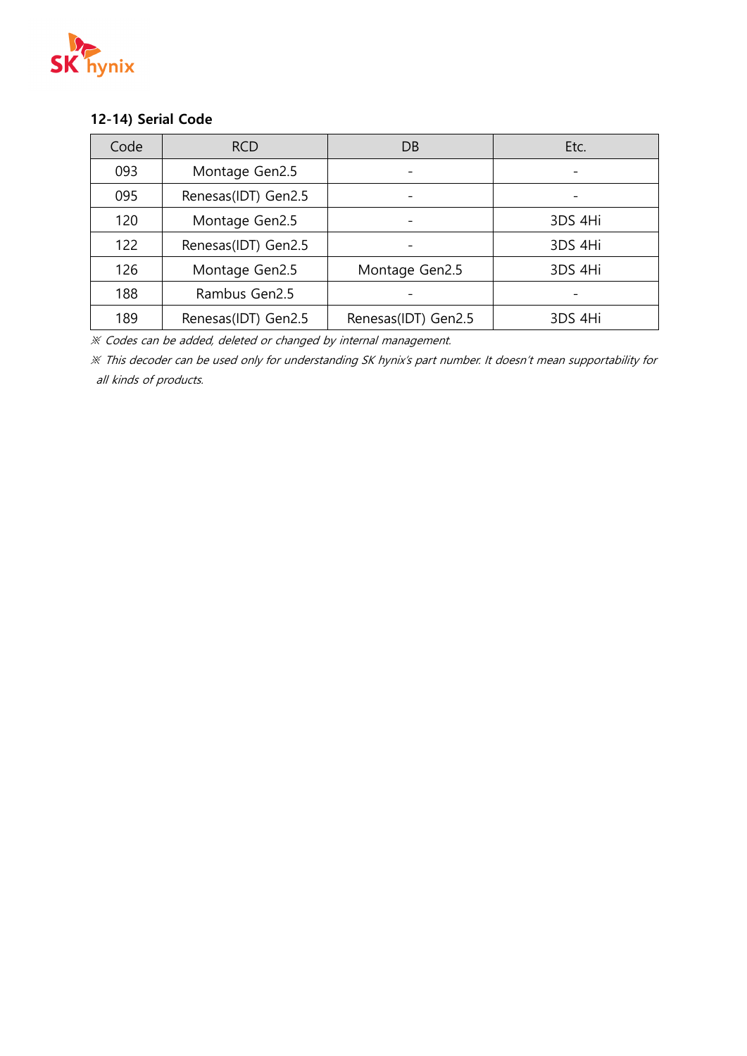### 12-14) Serial Code

| Code | RCD | DB | Etc. |
|---|---|---|---|
| 093 | Montage Gen2.5 | - | - |
| 095 | Renesas(IDT) Gen2.5 | - | - |
| 120 | Montage Gen2.5 | - | 3DS 4Hi |
| 122 | Renesas(IDT) Gen2.5 | - | 3DS 4Hi |
| 126 | Montage Gen2.5 | Montage Gen2.5 | 3DS 4Hi |
| 188 | Rambus Gen2.5 | - | - |
| 189 | Renesas(IDT) Gen2.5 | Renesas(IDT) Gen2.5 | 3DS 4Hi |

*※ Codes can be added, deleted or changed by internal management.*

*※ This decoder can be used only for understanding SK hynix's part number. It doesn't mean supportability for all kinds of products.*